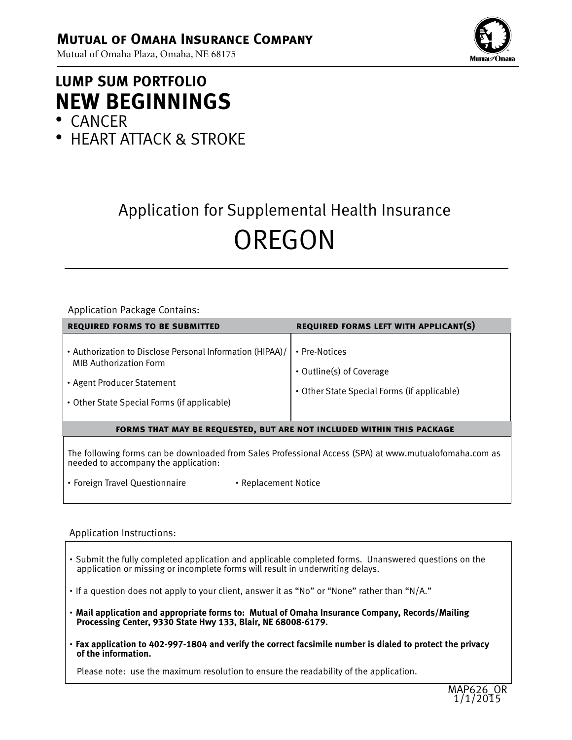# Mutual of Omaha Insurance Company

Mutual of Omaha Plaza, Omaha, NE 68175

## LUMP SUM PORTFOLIO
# NEW BEGINNINGS

- CANCER
- HEART ATTACK & STROKE

## Application for Supplemental Health Insurance
# OREGON

Application Package Contains:

| REQUIRED FORMS TO BE SUBMITTED | REQUIRED FORMS LEFT WITH APPLICANT(S) |
|---|---|
| • Authorization to Disclose Personal Information (HIPAA)/ MIB Authorization Form<br>• Agent Producer Statement<br>• Other State Special Forms (if applicable) | • Pre-Notices<br>• Outline(s) of Coverage<br>• Other State Special Forms (if applicable) |

**FORMS THAT MAY BE REQUESTED, BUT ARE NOT INCLUDED WITHIN THIS PACKAGE**

The following forms can be downloaded from Sales Professional Access (SPA) at www.mutualofomaha.com as needed to accompany the application:

- Foreign Travel Questionnaire
- Replacement Notice

Application Instructions:

- Submit the fully completed application and applicable completed forms. Unanswered questions on the application or missing or incomplete forms will result in underwriting delays.
- If a question does not apply to your client, answer it as "No" or "None" rather than "N/A."
- **Mail application and appropriate forms to: Mutual of Omaha Insurance Company, Records/Mailing Processing Center, 9330 State Hwy 133, Blair, NE 68008-6179.**
- **Fax application to 402-997-1804 and verify the correct facsimile number is dialed to protect the privacy of the information.**

  Please note: use the maximum resolution to ensure the readability of the application.

MAP626_OR
1/1/2015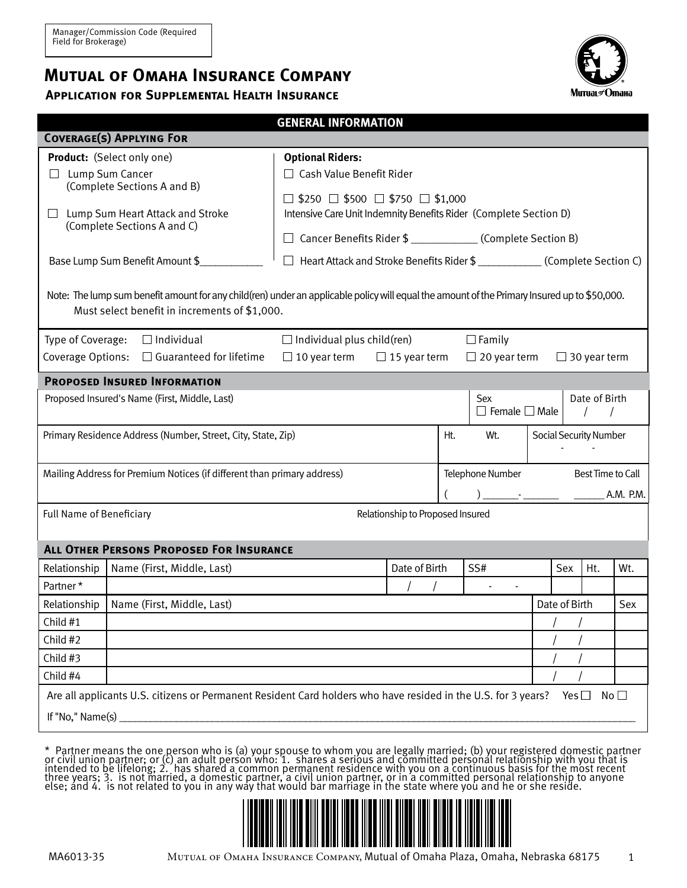Manager/Commission Code (Required Field for Brokerage)

# Mutual of Omaha Insurance Company

## Application for Supplemental Health Insurance

### GENERAL INFORMATION

#### Coverage(s) Applying For

**Product:** (Select only one)

☐ Lump Sum Cancer (Complete Sections A and B)

☐ Lump Sum Heart Attack and Stroke (Complete Sections A and C)

Base Lump Sum Benefit Amount $___________

**Optional Riders:**

☐ Cash Value Benefit Rider

☐ $250 ☐ $500 ☐ $750 ☐ $1,000
Intensive Care Unit Indemnity Benefits Rider (Complete Section D)

☐ Cancer Benefits Rider $ ___________ (Complete Section B)

☐ Heart Attack and Stroke Benefits Rider $ ___________ (Complete Section C)

Note: The lump sum benefit amount for any child(ren) under an applicable policy will equal the amount of the Primary Insured up to $50,000. Must select benefit in increments of $1,000.

Type of Coverage: ☐ Individual ☐ Individual plus child(ren) ☐ Family

Coverage Options: ☐ Guaranteed for lifetime ☐ 10 year term ☐ 15 year term ☐ 20 year term ☐ 30 year term

#### Proposed Insured Information

| Proposed Insured's Name (First, Middle, Last) | Sex ☐ Female ☐ Male | Date of Birth / / |
|---|---|---|

| Primary Residence Address (Number, Street, City, State, Zip) | Ht. | Wt. | Social Security Number - - |
|---|---|---|---|

| Mailing Address for Premium Notices (if different than primary address) | Telephone Number ( ) ______-______ | Best Time to Call ______ A.M. P.M. |
|---|---|---|

| Full Name of Beneficiary | Relationship to Proposed Insured |
|---|---|

#### All Other Persons Proposed For Insurance

| Relationship | Name (First, Middle, Last) | Date of Birth | SS# | Sex | Ht. | Wt. |
|---|---|---|---|---|---|---|
| Partner* | | / / | - - | | | |

| Relationship | Name (First, Middle, Last) | Date of Birth | Sex |
|---|---|---|---|
| Child #1 | | / / | |
| Child #2 | | / / | |
| Child #3 | | / / | |
| Child #4 | | / / | |

Are all applicants U.S. citizens or Permanent Resident Card holders who have resided in the U.S. for 3 years? Yes ☐ No ☐

If "No," Name(s) ___________________________________________

\* Partner means the one person who is (a) your spouse to whom you are legally married; (b) your registered domestic partner or civil union partner; or (c) an adult person who: 1. shares a serious and committed personal relationship with you that is intended to be lifelong; 2. has shared a common permanent residence with you on a continuous basis for the most recent three years; 3. is not married, a domestic partner, a civil union partner, or in a committed personal relationship to anyone else; and 4. is not related to you in any way that would bar marriage in the state where you and he or she reside.

MA6013-35 Mutual of Omaha Insurance Company, Mutual of Omaha Plaza, Omaha, Nebraska 68175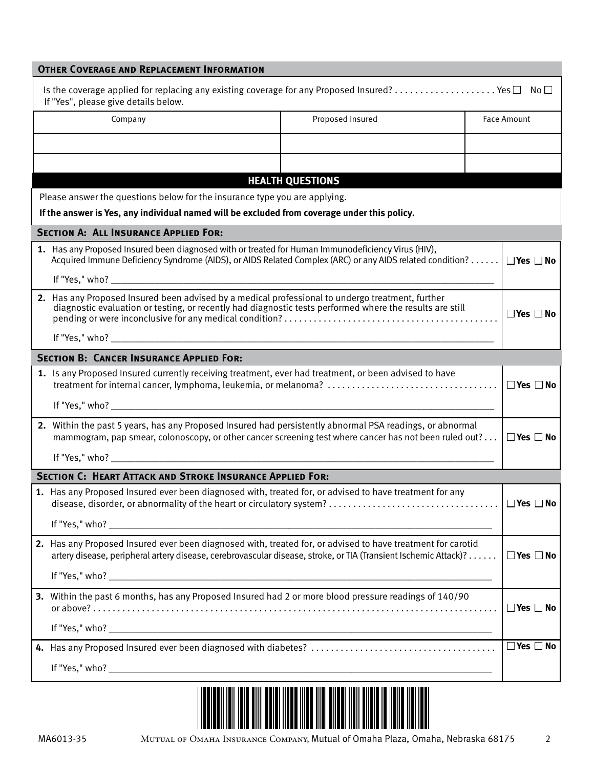## Other Coverage and Replacement Information

Is the coverage applied for replacing any existing coverage for any Proposed Insured? .................... Yes ☐ No ☐
If "Yes", please give details below.

| Company | Proposed Insured | Face Amount |
|---|---|---|
| | | |
| | | |

## HEALTH QUESTIONS

Please answer the questions below for the insurance type you are applying.

**If the answer is Yes, any individual named will be excluded from coverage under this policy.**

### Section A: All Insurance Applied For:

**1.** Has any Proposed Insured been diagnosed with or treated for Human Immunodeficiency Virus (HIV), Acquired Immune Deficiency Syndrome (AIDS), or AIDS Related Complex (ARC) or any AIDS related condition? ...... ☐ **Yes** ☐ **No**

If "Yes," who? ____________________

**2.** Has any Proposed Insured been advised by a medical professional to undergo treatment, further diagnostic evaluation or testing, or recently had diagnostic tests performed where the results are still pending or were inconclusive for any medical condition? ........................................... ☐ **Yes** ☐ **No**

If "Yes," who? ____________________

### Section B: Cancer Insurance Applied For:

**1.** Is any Proposed Insured currently receiving treatment, ever had treatment, or been advised to have treatment for internal cancer, lymphoma, leukemia, or melanoma? .................................. ☐ **Yes** ☐ **No**

If "Yes," who? ____________________

**2.** Within the past 5 years, has any Proposed Insured had persistently abnormal PSA readings, or abnormal mammogram, pap smear, colonoscopy, or other cancer screening test where cancer has not been ruled out? ... ☐ **Yes** ☐ **No**

If "Yes," who? ____________________

### Section C: Heart Attack and Stroke Insurance Applied For:

**1.** Has any Proposed Insured ever been diagnosed with, treated for, or advised to have treatment for any disease, disorder, or abnormality of the heart or circulatory system? .................................. ☐ **Yes** ☐ **No**

If "Yes," who? ____________________

**2.** Has any Proposed Insured ever been diagnosed with, treated for, or advised to have treatment for carotid artery disease, peripheral artery disease, cerebrovascular disease, stroke, or TIA (Transient Ischemic Attack)? ...... ☐ **Yes** ☐ **No**

If "Yes," who? ____________________

**3.** Within the past 6 months, has any Proposed Insured had 2 or more blood pressure readings of 140/90 or above? ........................................................................... ☐ **Yes** ☐ **No**

If "Yes," who? ____________________

**4.** Has any Proposed Insured ever been diagnosed with diabetes? ..................................... ☐ **Yes** ☐ **No**

If "Yes," who? ____________________

MA6013-35 Mutual of Omaha Insurance Company, Mutual of Omaha Plaza, Omaha, Nebraska 68175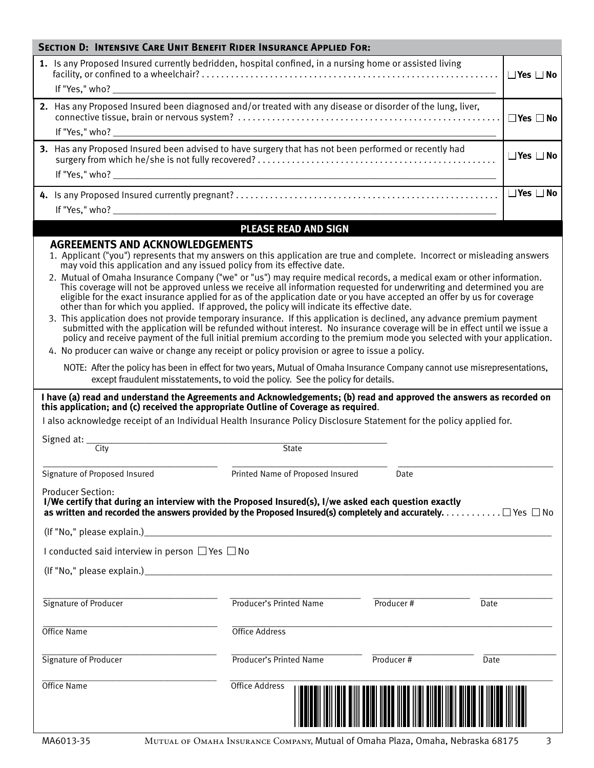## Section D: Intensive Care Unit Benefit Rider Insurance Applied For:

| Question | Answer |
|---|---|
| **1.** Is any Proposed Insured currently bedridden, hospital confined, in a nursing home or assisted living facility, or confined to a wheelchair? . . . . . . . . . . . . . . . . . . . . . . . . . . . . . . . . . . . . . . . . . . . . . . . . . . . . . . . . . . . . . . . .<br>If "Yes," who? ______________________ | ☐ **Yes** ☐ **No** |
| **2.** Has any Proposed Insured been diagnosed and/or treated with any disease or disorder of the lung, liver, connective tissue, brain or nervous system? . . . . . . . . . . . . . . . . . . . . . . . . . . . . . . . . . . . . . . . . . . . . . . . . . . . . . . .<br>If "Yes," who? ______________________ | ☐ **Yes** ☐ **No** |
| **3.** Has any Proposed Insured been advised to have surgery that has not been performed or recently had surgery from which he/she is not fully recovered? . . . . . . . . . . . . . . . . . . . . . . . . . . . . . . . . . . . . . . . . . . . . . . . .<br>If "Yes," who? ______________________ | ☐ **Yes** ☐ **No** |
| **4.** Is any Proposed Insured currently pregnant? . . . . . . . . . . . . . . . . . . . . . . . . . . . . . . . . . . . . . . . . . . . . . . . . . . . . .<br>If "Yes," who? ______________________ | ☐ **Yes** ☐ **No** |

## PLEASE READ AND SIGN

### AGREEMENTS AND ACKNOWLEDGEMENTS

1. Applicant ("you") represents that my answers on this application are true and complete. Incorrect or misleading answers may void this application and any issued policy from its effective date.
2. Mutual of Omaha Insurance Company ("we" or "us") may require medical records, a medical exam or other information. This coverage will not be approved unless we receive all information requested for underwriting and determined you are eligible for the exact insurance applied for as of the application date or you have accepted an offer by us for coverage other than for which you applied. If approved, the policy will indicate its effective date.
3. This application does not provide temporary insurance. If this application is declined, any advance premium payment submitted with the application will be refunded without interest. No insurance coverage will be in effect until we issue a policy and receive payment of the full initial premium according to the premium mode you selected with your application.
4. No producer can waive or change any receipt or policy provision or agree to issue a policy.

NOTE: After the policy has been in effect for two years, Mutual of Omaha Insurance Company cannot use misrepresentations, except fraudulent misstatements, to void the policy. See the policy for details.

**I have (a) read and understand the Agreements and Acknowledgements; (b) read and approved the answers as recorded on this application; and (c) received the appropriate Outline of Coverage as required**.

I also acknowledge receipt of an Individual Health Insurance Policy Disclosure Statement for the policy applied for.

Signed at: ______________________ ______________________
City State

______________________ ______________________ ______________________
Signature of Proposed Insured Printed Name of Proposed Insured Date

Producer Section:
**I/We certify that during an interview with the Proposed Insured(s), I/we asked each question exactly as written and recorded the answers provided by the Proposed Insured(s) completely and accurately.** . . . . . . . . . . . ☐ Yes ☐ No

(If "No," please explain.)______________________

I conducted said interview in person ☐ Yes ☐ No

(If "No," please explain.)______________________

______________________ ______________________ ______________________ ______________________
Signature of Producer Producer's Printed Name Producer # Date

______________________ ______________________
Office Name Office Address

______________________ ______________________ ______________________ ______________________
Signature of Producer Producer's Printed Name Producer # Date

______________________ ______________________
Office Name Office Address

MA6013-35 Mutual of Omaha Insurance Company, Mutual of Omaha Plaza, Omaha, Nebraska 68175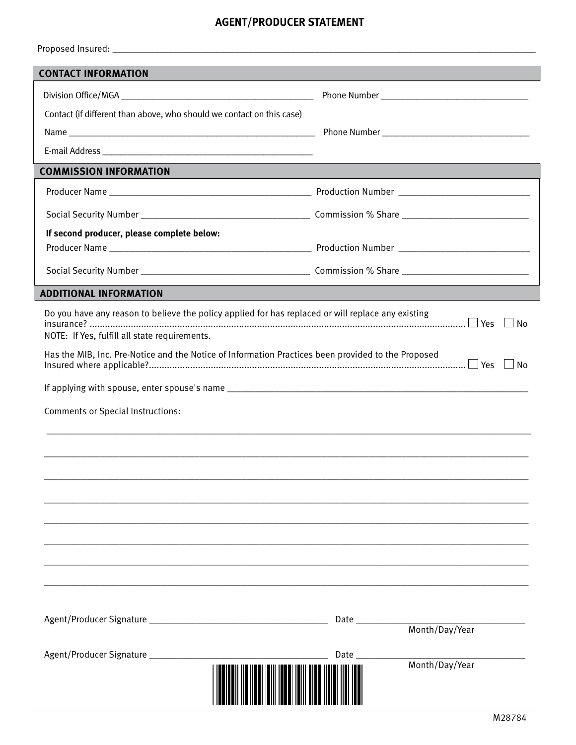# AGENT/PRODUCER STATEMENT

Proposed Insured: ___________________________________________

## CONTACT INFORMATION

Division Office/MGA ______________________________ Phone Number ______________________

Contact (if different than above, who should we contact on this case)

Name ______________________________ Phone Number ______________________

E-mail Address ______________________________

## COMMISSION INFORMATION

Producer Name ______________________________ Production Number ______________________

Social Security Number ______________________________ Commission % Share ______________________

**If second producer, please complete below:**

Producer Name ______________________________ Production Number ______________________

Social Security Number ______________________________ Commission % Share ______________________

## ADDITIONAL INFORMATION

Do you have any reason to believe the policy applied for has replaced or will replace any existing insurance? .............................................................. ☐ Yes ☐ No

NOTE: If Yes, fulfill all state requirements.

Has the MIB, Inc. Pre-Notice and the Notice of Information Practices been provided to the Proposed Insured where applicable?.............................................................. ☐ Yes ☐ No

If applying with spouse, enter spouse's name ___________________________________________

Comments or Special Instructions:

___________________________________________

___________________________________________

___________________________________________

___________________________________________

___________________________________________

___________________________________________

___________________________________________

___________________________________________

Agent/Producer Signature ______________________________ Date ______________________
Month/Day/Year

Agent/Producer Signature ______________________________ Date ______________________
Month/Day/Year

M28784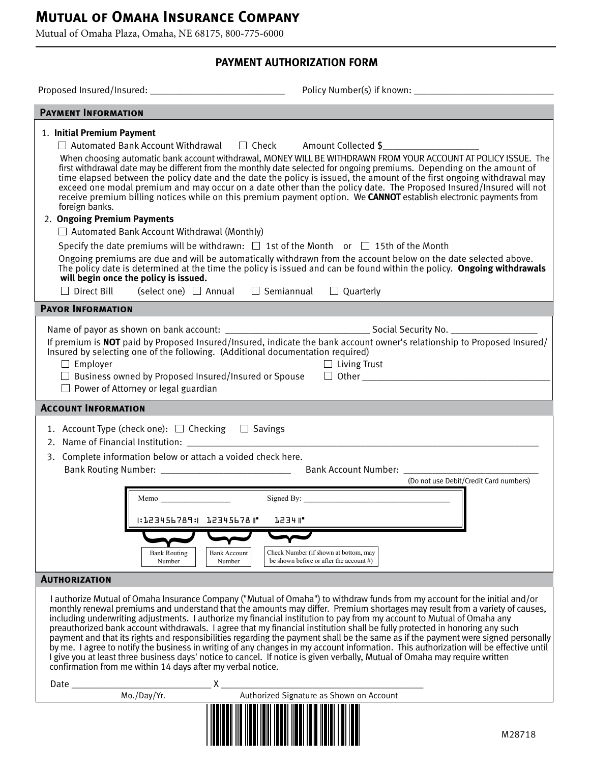# MUTUAL OF OMAHA INSURANCE COMPANY

Mutual of Omaha Plaza, Omaha, NE 68175, 800-775-6000

## PAYMENT AUTHORIZATION FORM

Proposed Insured/Insured: ___________________________ Policy Number(s) if known: ____________________________

### PAYMENT INFORMATION

1. **Initial Premium Payment**

   ☐ Automated Bank Account Withdrawal ☐ Check Amount Collected $___________________

   When choosing automatic bank account withdrawal, MONEY WILL BE WITHDRAWN FROM YOUR ACCOUNT AT POLICY ISSUE. The first withdrawal date may be different from the monthly date selected for ongoing premiums. Depending on the amount of time elapsed between the policy date and the date the policy is issued, the amount of the first ongoing withdrawal may exceed one modal premium and may occur on a date other than the policy date. The Proposed Insured/Insured will not receive premium billing notices while on this premium payment option. We **CANNOT** establish electronic payments from foreign banks.

2. **Ongoing Premium Payments**

   ☐ Automated Bank Account Withdrawal (Monthly)

   Specify the date premiums will be withdrawn: ☐ 1st of the Month or ☐ 15th of the Month

   Ongoing premiums are due and will be automatically withdrawn from the account below on the date selected above. The policy date is determined at the time the policy is issued and can be found within the policy. **Ongoing withdrawals will begin once the policy is issued.**

   ☐ Direct Bill (select one) ☐ Annual ☐ Semiannual ☐ Quarterly

### PAYOR INFORMATION

Name of payor as shown on bank account: _____________________________ Social Security No. _________________

If premium is **NOT** paid by Proposed Insured/Insured, indicate the bank account owner's relationship to Proposed Insured/Insured by selecting one of the following. (Additional documentation required)

☐ Employer
☐ Business owned by Proposed Insured/Insured or Spouse
☐ Power of Attorney or legal guardian
☐ Living Trust
☐ Other _______________________________________

### ACCOUNT INFORMATION

1. Account Type (check one): ☐ Checking ☐ Savings
2. Name of Financial Institution: ___________________________________________________________________________
3. Complete information below or attach a voided check here.

   Bank Routing Number: __________________________ Bank Account Number: __________________________

   (Do not use Debit/Credit Card numbers)

Memo _________________ Signed By: ___________________________________

⑆123456789⑆ 12345678⑈ 1234⑈

Bank Routing Number | Bank Account Number | Check Number (if shown at bottom, may be shown before or after the account #)

### AUTHORIZATION

I authorize Mutual of Omaha Insurance Company ("Mutual of Omaha") to withdraw funds from my account for the initial and/or monthly renewal premiums and understand that the amounts may differ. Premium shortages may result from a variety of causes, including underwriting adjustments. I authorize my financial institution to pay from my account to Mutual of Omaha any preauthorized bank account withdrawals. I agree that my financial institution shall be fully protected in honoring any such payment and that its rights and responsibilities regarding the payment shall be the same as if the payment were signed personally by me. I agree to notify the business in writing of any changes in my account information. This authorization will be effective until I give you at least three business days' notice to cancel. If notice is given verbally, Mutual of Omaha may require written confirmation from me within 14 days after my verbal notice.

Date ____________________________ X __________________________________________

Mo./Day/Yr. Authorized Signature as Shown on Account

M28718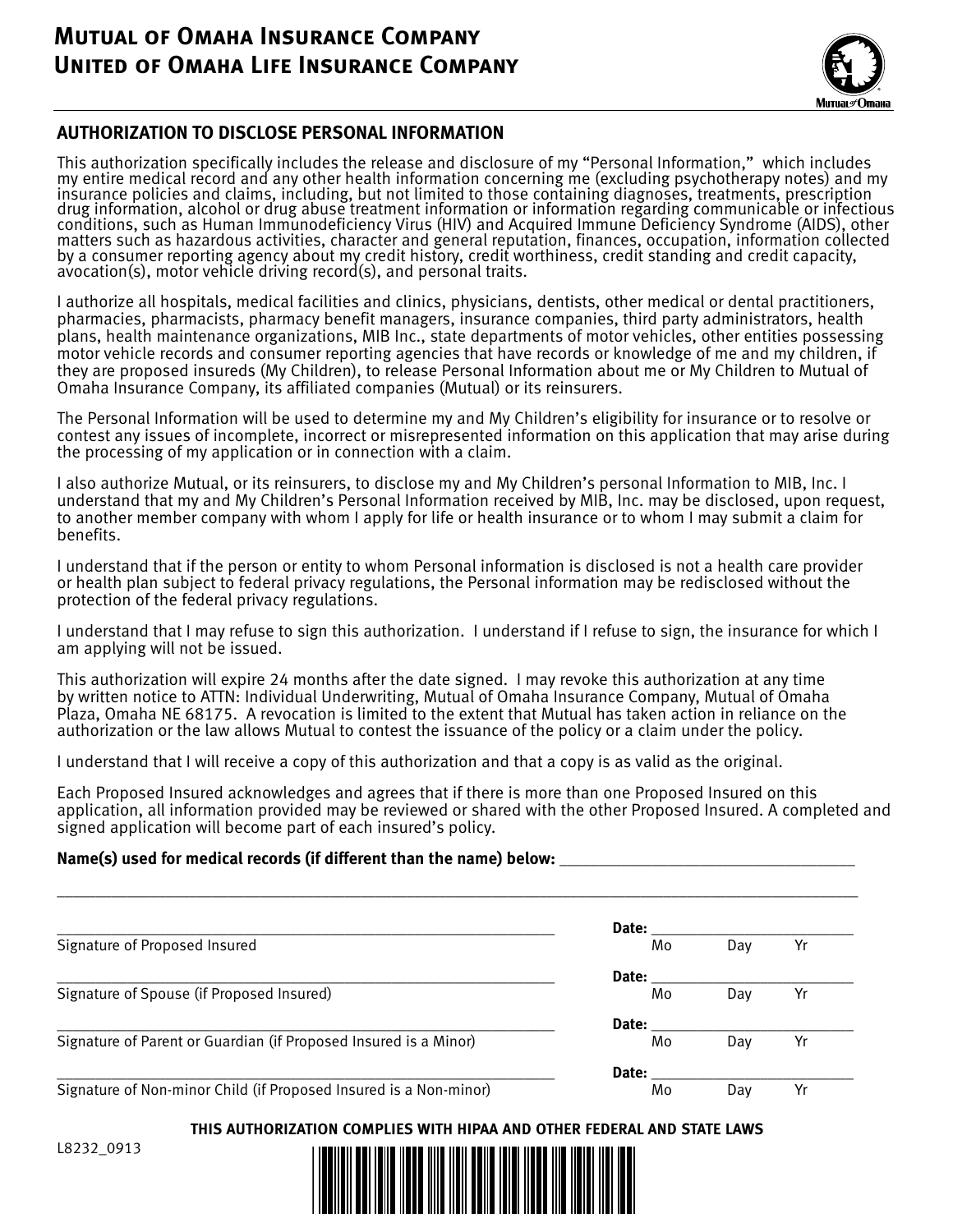# Mutual of Omaha Insurance Company
# United of Omaha Life Insurance Company

## AUTHORIZATION TO DISCLOSE PERSONAL INFORMATION

This authorization specifically includes the release and disclosure of my "Personal Information," which includes my entire medical record and any other health information concerning me (excluding psychotherapy notes) and my insurance policies and claims, including, but not limited to those containing diagnoses, treatments, prescription drug information, alcohol or drug abuse treatment information or information regarding communicable or infectious conditions, such as Human Immunodeficiency Virus (HIV) and Acquired Immune Deficiency Syndrome (AIDS), other matters such as hazardous activities, character and general reputation, finances, occupation, information collected by a consumer reporting agency about my credit history, credit worthiness, credit standing and credit capacity, avocation(s), motor vehicle driving record(s), and personal traits.

I authorize all hospitals, medical facilities and clinics, physicians, dentists, other medical or dental practitioners, pharmacies, pharmacists, pharmacy benefit managers, insurance companies, third party administrators, health plans, health maintenance organizations, MIB Inc., state departments of motor vehicles, other entities possessing motor vehicle records and consumer reporting agencies that have records or knowledge of me and my children, if they are proposed insureds (My Children), to release Personal Information about me or My Children to Mutual of Omaha Insurance Company, its affiliated companies (Mutual) or its reinsurers.

The Personal Information will be used to determine my and My Children's eligibility for insurance or to resolve or contest any issues of incomplete, incorrect or misrepresented information on this application that may arise during the processing of my application or in connection with a claim.

I also authorize Mutual, or its reinsurers, to disclose my and My Children's personal Information to MIB, Inc. I understand that my and My Children's Personal Information received by MIB, Inc. may be disclosed, upon request, to another member company with whom I apply for life or health insurance or to whom I may submit a claim for benefits.

I understand that if the person or entity to whom Personal information is disclosed is not a health care provider or health plan subject to federal privacy regulations, the Personal information may be redisclosed without the protection of the federal privacy regulations.

I understand that I may refuse to sign this authorization. I understand if I refuse to sign, the insurance for which I am applying will not be issued.

This authorization will expire 24 months after the date signed. I may revoke this authorization at any time by written notice to ATTN: Individual Underwriting, Mutual of Omaha Insurance Company, Mutual of Omaha Plaza, Omaha NE 68175. A revocation is limited to the extent that Mutual has taken action in reliance on the authorization or the law allows Mutual to contest the issuance of the policy or a claim under the policy.

I understand that I will receive a copy of this authorization and that a copy is as valid as the original.

Each Proposed Insured acknowledges and agrees that if there is more than one Proposed Insured on this application, all information provided may be reviewed or shared with the other Proposed Insured. A completed and signed application will become part of each insured's policy.

**Name(s) used for medical records (if different than the name) below:** ____________________________________

______________________________________________________________________________

______________________________________ **Date:** ______________
Signature of Proposed Insured Mo Day Yr

______________________________________ **Date:** ______________
Signature of Spouse (if Proposed Insured) Mo Day Yr

______________________________________ **Date:** ______________
Signature of Parent or Guardian (if Proposed Insured is a Minor) Mo Day Yr

______________________________________ **Date:** ______________
Signature of Non-minor Child (if Proposed Insured is a Non-minor) Mo Day Yr

**THIS AUTHORIZATION COMPLIES WITH HIPAA AND OTHER FEDERAL AND STATE LAWS**

L8232_0913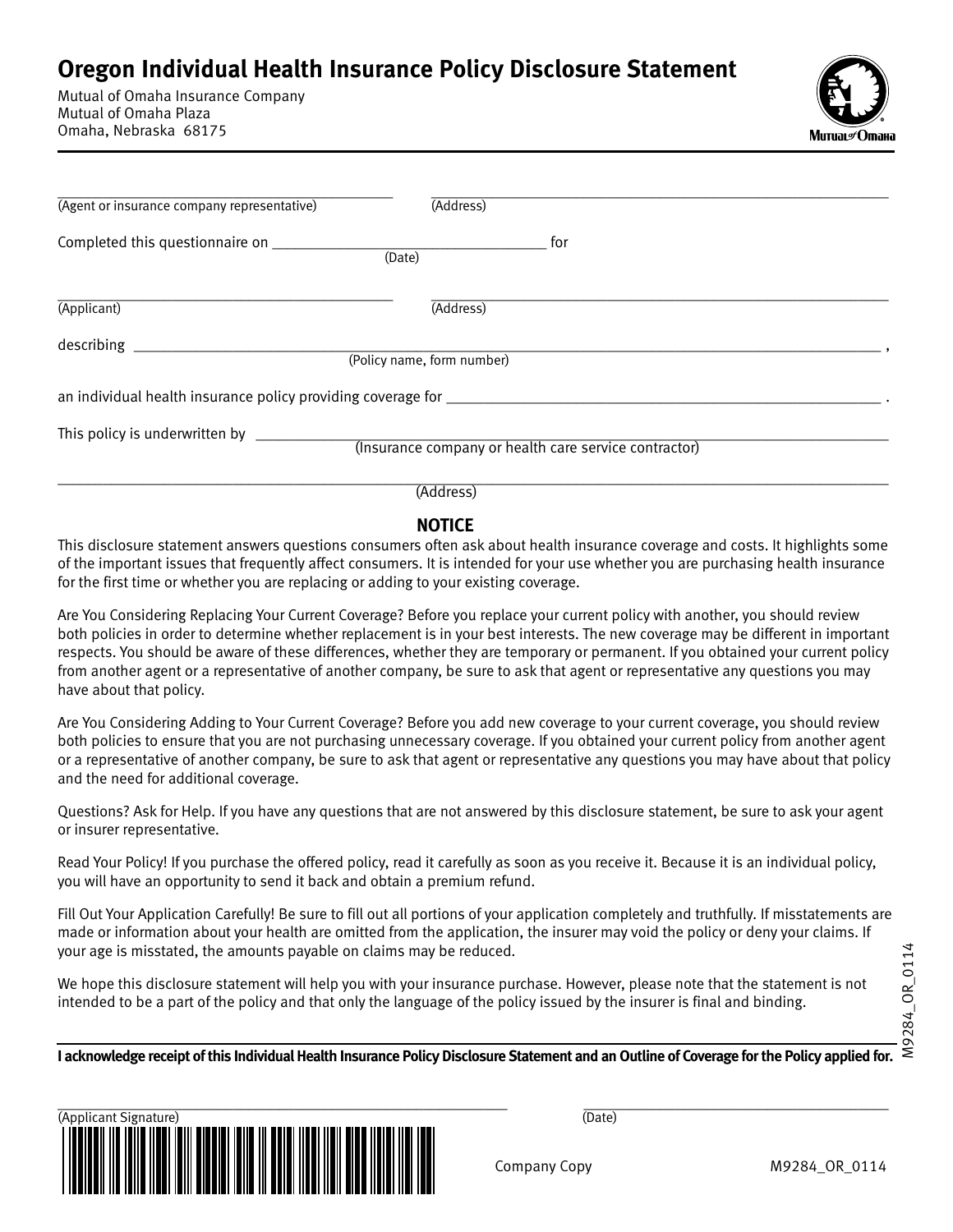# Oregon Individual Health Insurance Policy Disclosure Statement

Mutual of Omaha Insurance Company
Mutual of Omaha Plaza
Omaha, Nebraska 68175

\_\_\_\_\_\_\_\_\_\_\_\_\_\_\_\_\_\_\_\_\_\_\_\_\_\_\_\_\_\_\_\_\_\_\_\_ \_\_\_\_\_\_\_\_\_\_\_\_\_\_\_\_\_\_\_\_\_\_\_\_\_\_\_\_\_\_\_\_\_\_\_\_\_\_\_\_\_\_\_\_
(Agent or insurance company representative) (Address)

Completed this questionnaire on \_\_\_\_\_\_\_\_\_\_\_\_\_\_\_\_\_\_\_\_\_\_\_\_\_\_\_\_\_\_ for
(Date)

\_\_\_\_\_\_\_\_\_\_\_\_\_\_\_\_\_\_\_\_\_\_\_\_\_\_\_\_\_\_\_\_\_\_\_\_ \_\_\_\_\_\_\_\_\_\_\_\_\_\_\_\_\_\_\_\_\_\_\_\_\_\_\_\_\_\_\_\_\_\_\_\_\_\_\_\_\_\_\_\_
(Applicant) (Address)

describing \_\_\_\_\_\_\_\_\_\_\_\_\_\_\_\_\_\_\_\_\_\_\_\_\_\_\_\_\_\_\_\_\_\_\_\_\_\_\_\_\_\_\_\_\_\_\_\_\_\_\_\_\_\_\_\_\_\_\_\_\_\_\_\_\_\_\_\_\_\_\_\_ ,
(Policy name, form number)

an individual health insurance policy providing coverage for \_\_\_\_\_\_\_\_\_\_\_\_\_\_\_\_\_\_\_\_\_\_\_\_\_\_\_\_\_\_\_\_\_\_\_\_\_\_\_\_\_\_ .

This policy is underwritten by \_\_\_\_\_\_\_\_\_\_\_\_\_\_\_\_\_\_\_\_\_\_\_\_\_\_\_\_\_\_\_\_\_\_\_\_\_\_\_\_\_\_\_\_\_\_\_\_\_\_\_\_\_\_\_\_\_\_\_\_
(Insurance company or health care service contractor)

\_\_\_\_\_\_\_\_\_\_\_\_\_\_\_\_\_\_\_\_\_\_\_\_\_\_\_\_\_\_\_\_\_\_\_\_\_\_\_\_\_\_\_\_\_\_\_\_\_\_\_\_\_\_\_\_\_\_\_\_\_\_\_\_\_\_\_\_\_\_\_\_\_\_\_\_\_\_\_\_\_\_\_\_
(Address)

## NOTICE

This disclosure statement answers questions consumers often ask about health insurance coverage and costs. It highlights some of the important issues that frequently affect consumers. It is intended for your use whether you are purchasing health insurance for the first time or whether you are replacing or adding to your existing coverage.

Are You Considering Replacing Your Current Coverage? Before you replace your current policy with another, you should review both policies in order to determine whether replacement is in your best interests. The new coverage may be different in important respects. You should be aware of these differences, whether they are temporary or permanent. If you obtained your current policy from another agent or a representative of another company, be sure to ask that agent or representative any questions you may have about that policy.

Are You Considering Adding to Your Current Coverage? Before you add new coverage to your current coverage, you should review both policies to ensure that you are not purchasing unnecessary coverage. If you obtained your current policy from another agent or a representative of another company, be sure to ask that agent or representative any questions you may have about that policy and the need for additional coverage.

Questions? Ask for Help. If you have any questions that are not answered by this disclosure statement, be sure to ask your agent or insurer representative.

Read Your Policy! If you purchase the offered policy, read it carefully as soon as you receive it. Because it is an individual policy, you will have an opportunity to send it back and obtain a premium refund.

Fill Out Your Application Carefully! Be sure to fill out all portions of your application completely and truthfully. If misstatements are made or information about your health are omitted from the application, the insurer may void the policy or deny your claims. If your age is misstated, the amounts payable on claims may be reduced.

We hope this disclosure statement will help you with your insurance purchase. However, please note that the statement is not intended to be a part of the policy and that only the language of the policy issued by the insurer is final and binding.

**I acknowledge receipt of this Individual Health Insurance Policy Disclosure Statement and an Outline of Coverage for the Policy applied for.**

\_\_\_\_\_\_\_\_\_\_\_\_\_\_\_\_\_\_\_\_\_\_\_\_\_\_\_\_\_\_\_\_\_\_\_\_\_\_\_\_ \_\_\_\_\_\_\_\_\_\_\_\_\_\_\_\_\_\_\_\_\_\_\_\_\_\_\_\_
(Applicant Signature) (Date)

Company Copy M9284_OR_0114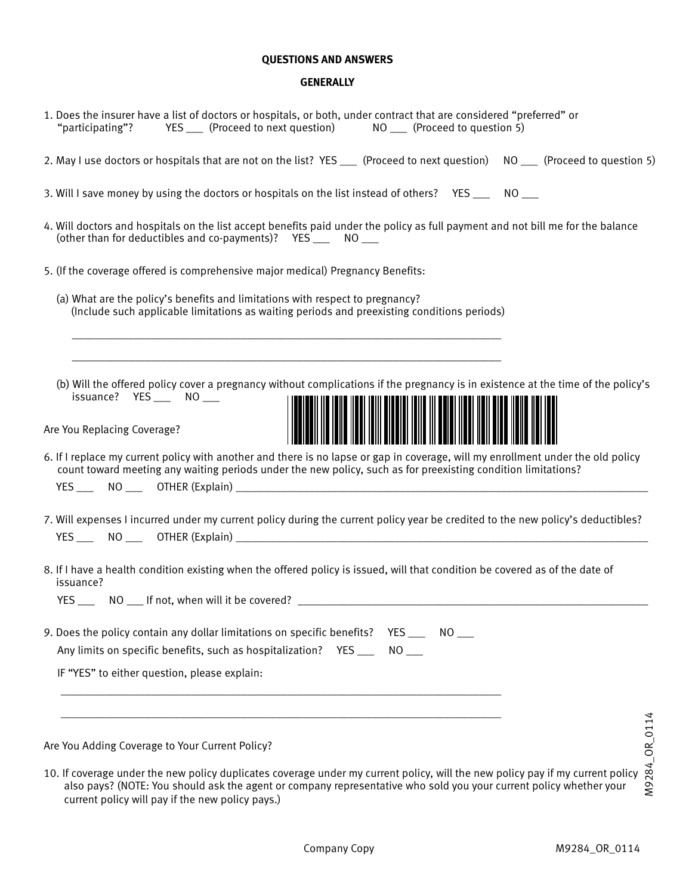## QUESTIONS AND ANSWERS

### GENERALLY

1. Does the insurer have a list of doctors or hospitals, or both, under contract that are considered "preferred" or "participating"? YES ___ (Proceed to next question) NO ___ (Proceed to question 5)

2. May I use doctors or hospitals that are not on the list? YES ___ (Proceed to next question) NO ___ (Proceed to question 5)

3. Will I save money by using the doctors or hospitals on the list instead of others? YES ___ NO ___

4. Will doctors and hospitals on the list accept benefits paid under the policy as full payment and not bill me for the balance (other than for deductibles and co-payments)? YES ___ NO ___

5. (If the coverage offered is comprehensive major medical) Pregnancy Benefits:

   (a) What are the policy's benefits and limitations with respect to pregnancy? (Include such applicable limitations as waiting periods and preexisting conditions periods)

   ______________________________________________________________________

   ______________________________________________________________________

   (b) Will the offered policy cover a pregnancy without complications if the pregnancy is in existence at the time of the policy's issuance? YES ___ NO ___

Are You Replacing Coverage?

6. If I replace my current policy with another and there is no lapse or gap in coverage, will my enrollment under the old policy count toward meeting any waiting periods under the new policy, such as for preexisting condition limitations?

   YES ___ NO ___ OTHER (Explain) ______________________________________________

7. Will expenses I incurred under my current policy during the current policy year be credited to the new policy's deductibles?

   YES ___ NO ___ OTHER (Explain) ______________________________________________

8. If I have a health condition existing when the offered policy is issued, will that condition be covered as of the date of issuance?

   YES ___ NO ___ If not, when will it be covered? ______________________________________

9. Does the policy contain any dollar limitations on specific benefits? YES ___ NO ___

   Any limits on specific benefits, such as hospitalization? YES ___ NO ___

   IF "YES" to either question, please explain:

   ______________________________________________________________________

   ______________________________________________________________________

Are You Adding Coverage to Your Current Policy?

10. If coverage under the new policy duplicates coverage under my current policy, will the new policy pay if my current policy also pays? (NOTE: You should ask the agent or company representative who sold you your current policy whether your current policy will pay if the new policy pays.)

Company Copy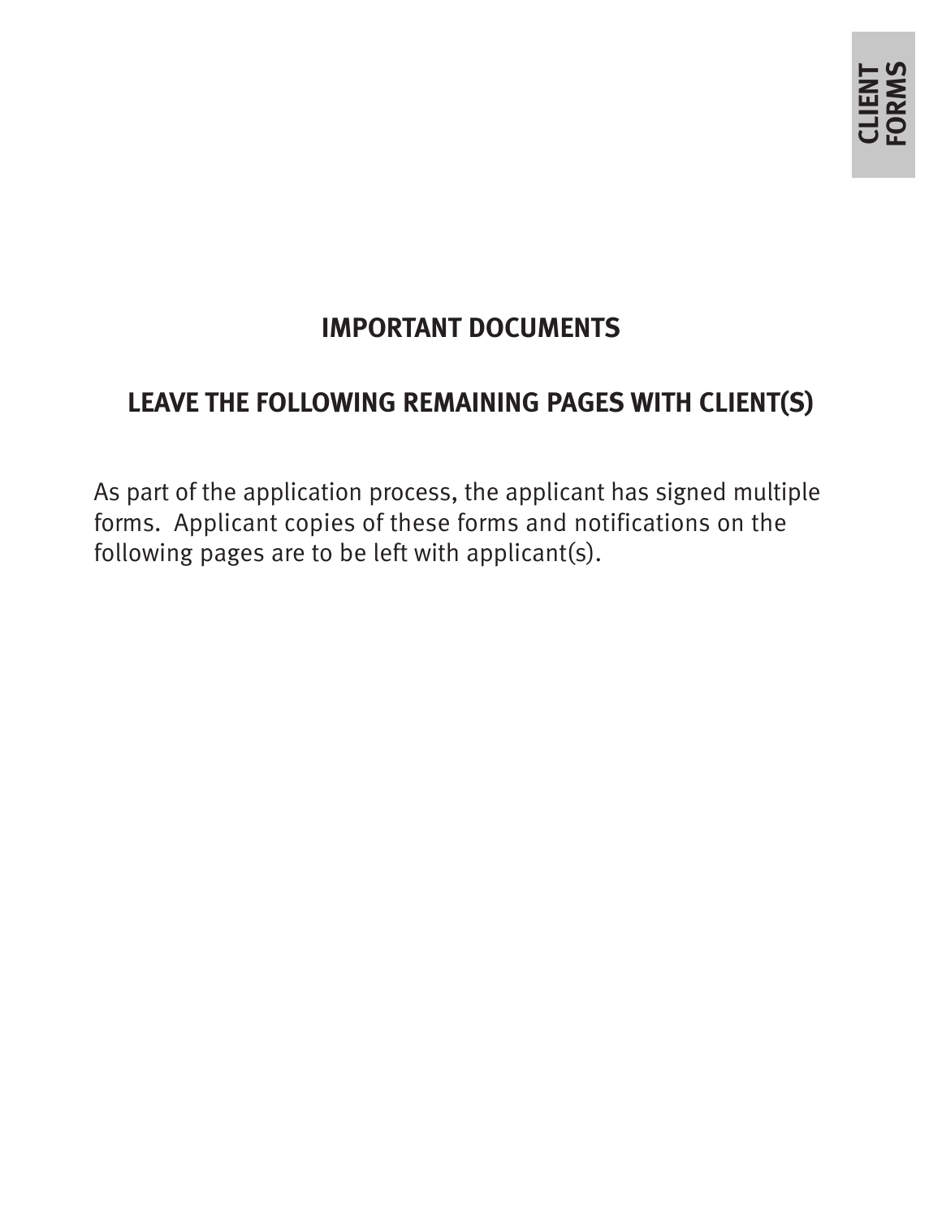## IMPORTANT DOCUMENTS

## LEAVE THE FOLLOWING REMAINING PAGES WITH CLIENT(S)

As part of the application process, the applicant has signed multiple forms. Applicant copies of these forms and notifications on the following pages are to be left with applicant(s).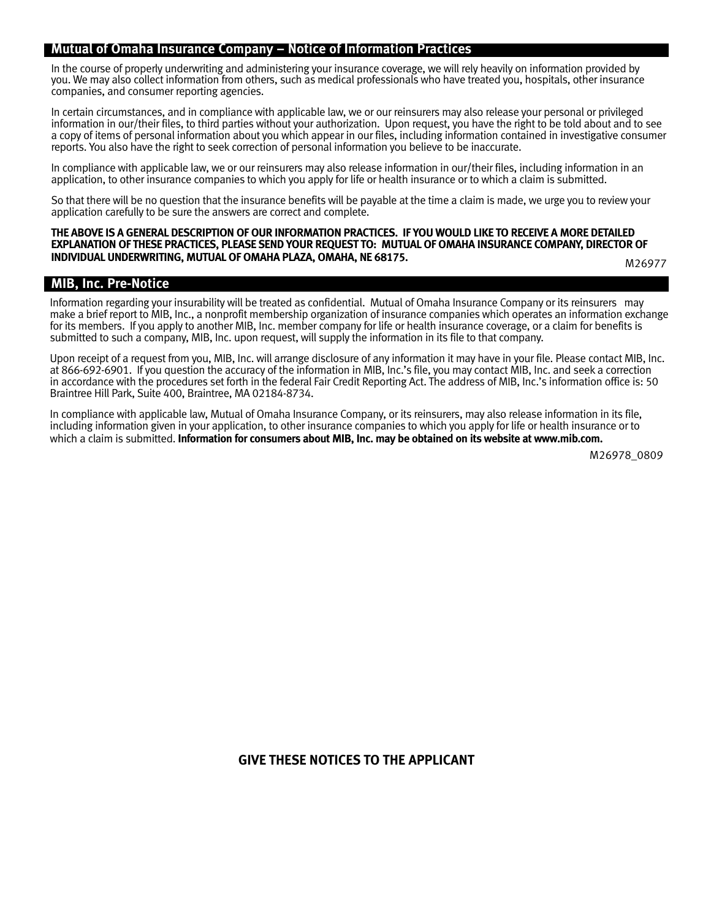## Mutual of Omaha Insurance Company – Notice of Information Practices

In the course of properly underwriting and administering your insurance coverage, we will rely heavily on information provided by you. We may also collect information from others, such as medical professionals who have treated you, hospitals, other insurance companies, and consumer reporting agencies.

In certain circumstances, and in compliance with applicable law, we or our reinsurers may also release your personal or privileged information in our/their files, to third parties without your authorization. Upon request, you have the right to be told about and to see a copy of items of personal information about you which appear in our files, including information contained in investigative consumer reports. You also have the right to seek correction of personal information you believe to be inaccurate.

In compliance with applicable law, we or our reinsurers may also release information in our/their files, including information in an application, to other insurance companies to which you apply for life or health insurance or to which a claim is submitted.

So that there will be no question that the insurance benefits will be payable at the time a claim is made, we urge you to review your application carefully to be sure the answers are correct and complete.

**THE ABOVE IS A GENERAL DESCRIPTION OF OUR INFORMATION PRACTICES. IF YOU WOULD LIKE TO RECEIVE A MORE DETAILED EXPLANATION OF THESE PRACTICES, PLEASE SEND YOUR REQUEST TO: MUTUAL OF OMAHA INSURANCE COMPANY, DIRECTOR OF INDIVIDUAL UNDERWRITING, MUTUAL OF OMAHA PLAZA, OMAHA, NE 68175.**

M26977

## MIB, Inc. Pre-Notice

Information regarding your insurability will be treated as confidential. Mutual of Omaha Insurance Company or its reinsurers may make a brief report to MIB, Inc., a nonprofit membership organization of insurance companies which operates an information exchange for its members. If you apply to another MIB, Inc. member company for life or health insurance coverage, or a claim for benefits is submitted to such a company, MIB, Inc. upon request, will supply the information in its file to that company.

Upon receipt of a request from you, MIB, Inc. will arrange disclosure of any information it may have in your file. Please contact MIB, Inc. at 866-692-6901. If you question the accuracy of the information in MIB, Inc.'s file, you may contact MIB, Inc. and seek a correction in accordance with the procedures set forth in the federal Fair Credit Reporting Act. The address of MIB, Inc.'s information office is: 50 Braintree Hill Park, Suite 400, Braintree, MA 02184-8734.

In compliance with applicable law, Mutual of Omaha Insurance Company, or its reinsurers, may also release information in its file, including information given in your application, to other insurance companies to which you apply for life or health insurance or to which a claim is submitted. **Information for consumers about MIB, Inc. may be obtained on its website at www.mib.com.**

M26978_0809

**GIVE THESE NOTICES TO THE APPLICANT**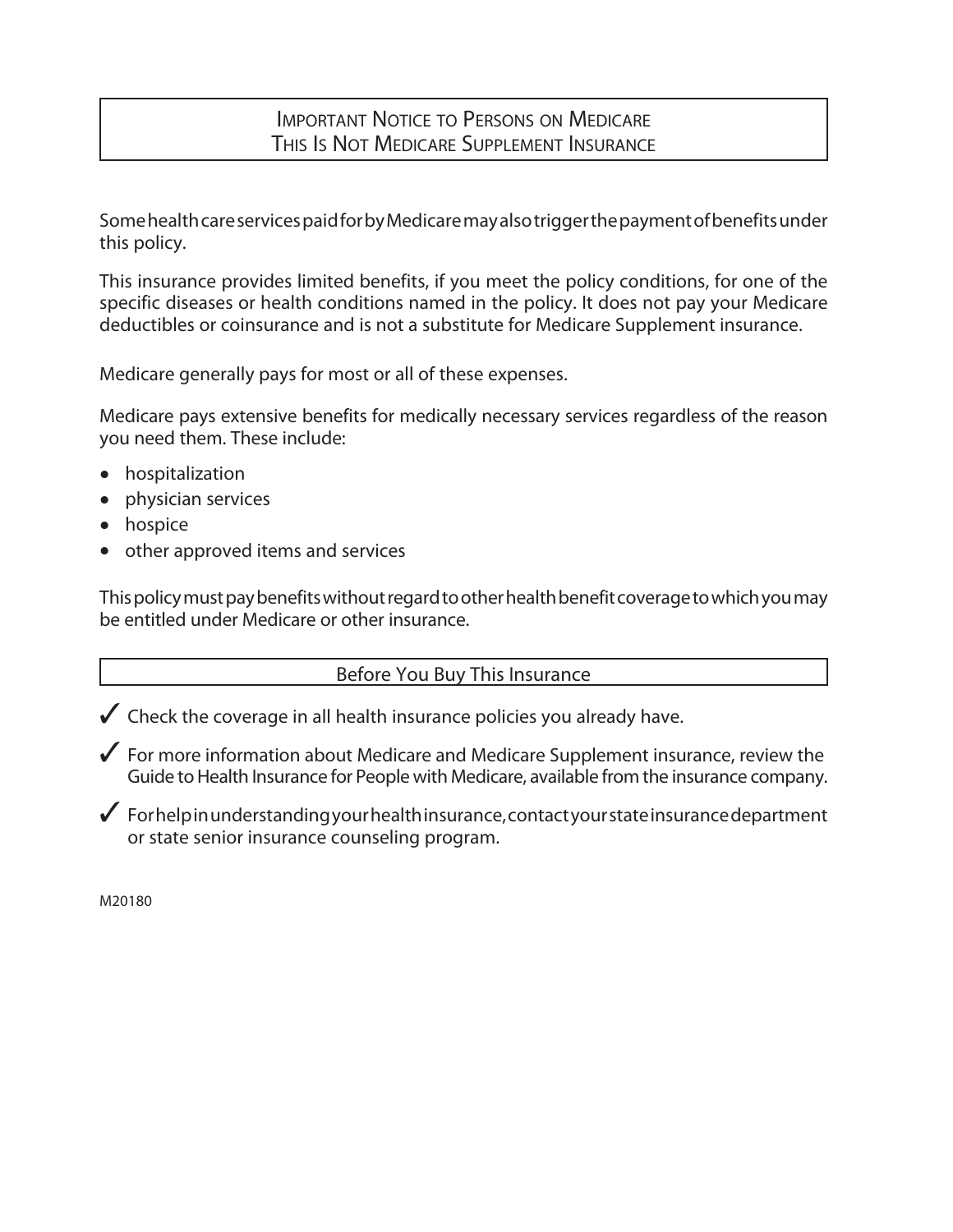# Important Notice to Persons on Medicare
# This Is Not Medicare Supplement Insurance

Some health care services paid for by Medicare may also trigger the payment of benefits under this policy.

This insurance provides limited benefits, if you meet the policy conditions, for one of the specific diseases or health conditions named in the policy. It does not pay your Medicare deductibles or coinsurance and is not a substitute for Medicare Supplement insurance.

Medicare generally pays for most or all of these expenses.

Medicare pays extensive benefits for medically necessary services regardless of the reason you need them. These include:

- hospitalization
- physician services
- hospice
- other approved items and services

This policy must pay benefits without regard to other health benefit coverage to which you may be entitled under Medicare or other insurance.

## Before You Buy This Insurance

✓ Check the coverage in all health insurance policies you already have.

✓ For more information about Medicare and Medicare Supplement insurance, review the Guide to Health Insurance for People with Medicare, available from the insurance company.

✓ For help in understanding your health insurance, contact your state insurance department or state senior insurance counseling program.

M20180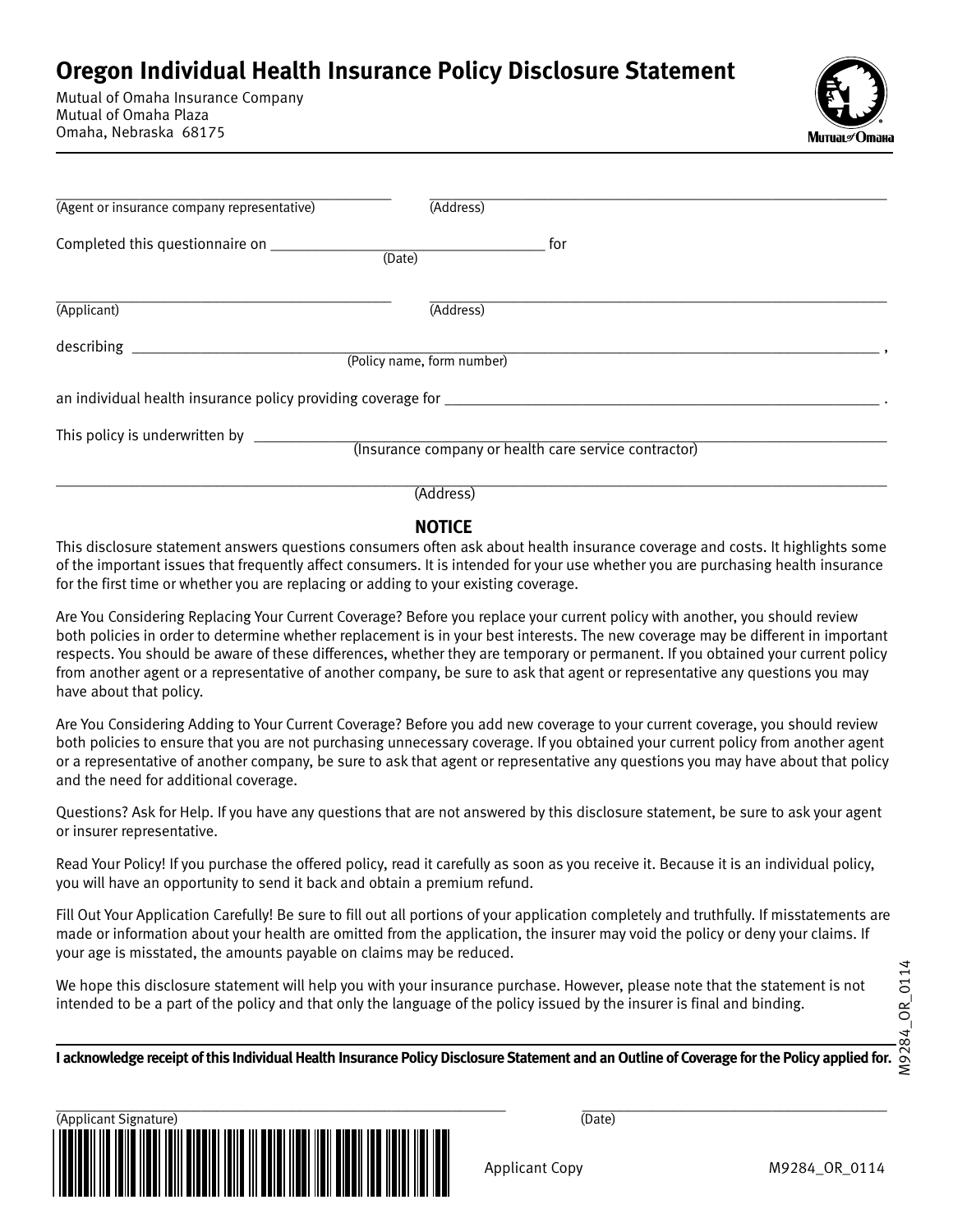# Oregon Individual Health Insurance Policy Disclosure Statement

Mutual of Omaha Insurance Company
Mutual of Omaha Plaza
Omaha, Nebraska 68175

_______________________________________ (Agent or insurance company representative) _______________________________________ (Address)

Completed this questionnaire on _______________________ (Date) for

_______________________________________ (Applicant) _______________________________________ (Address)

describing _______________________________________ (Policy name, form number) ,

an individual health insurance policy providing coverage for _______________________________________ .

This policy is underwritten by _______________________________________ (Insurance company or health care service contractor)

_______________________________________ (Address)

## NOTICE

This disclosure statement answers questions consumers often ask about health insurance coverage and costs. It highlights some of the important issues that frequently affect consumers. It is intended for your use whether you are purchasing health insurance for the first time or whether you are replacing or adding to your existing coverage.

Are You Considering Replacing Your Current Coverage? Before you replace your current policy with another, you should review both policies in order to determine whether replacement is in your best interests. The new coverage may be different in important respects. You should be aware of these differences, whether they are temporary or permanent. If you obtained your current policy from another agent or a representative of another company, be sure to ask that agent or representative any questions you may have about that policy.

Are You Considering Adding to Your Current Coverage? Before you add new coverage to your current coverage, you should review both policies to ensure that you are not purchasing unnecessary coverage. If you obtained your current policy from another agent or a representative of another company, be sure to ask that agent or representative any questions you may have about that policy and the need for additional coverage.

Questions? Ask for Help. If you have any questions that are not answered by this disclosure statement, be sure to ask your agent or insurer representative.

Read Your Policy! If you purchase the offered policy, read it carefully as soon as you receive it. Because it is an individual policy, you will have an opportunity to send it back and obtain a premium refund.

Fill Out Your Application Carefully! Be sure to fill out all portions of your application completely and truthfully. If misstatements are made or information about your health are omitted from the application, the insurer may void the policy or deny your claims. If your age is misstated, the amounts payable on claims may be reduced.

We hope this disclosure statement will help you with your insurance purchase. However, please note that the statement is not intended to be a part of the policy and that only the language of the policy issued by the insurer is final and binding.

**I acknowledge receipt of this Individual Health Insurance Policy Disclosure Statement and an Outline of Coverage for the Policy applied for.**

_______________________________________ (Applicant Signature) _______________________ (Date)

Applicant Copy

M9284_OR_0114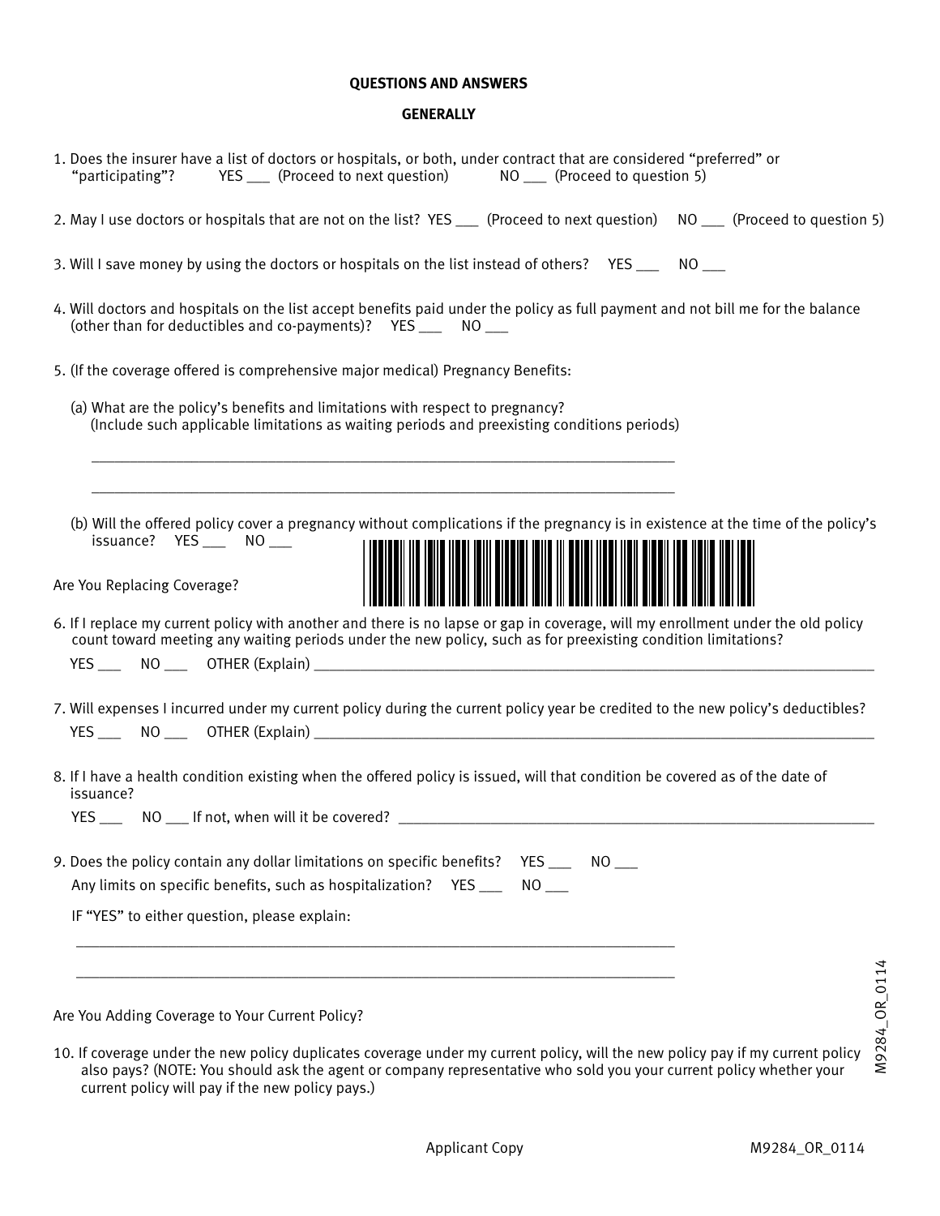## QUESTIONS AND ANSWERS

### GENERALLY

1. Does the insurer have a list of doctors or hospitals, or both, under contract that are considered "preferred" or "participating"? YES ___ (Proceed to next question) NO ___ (Proceed to question 5)

2. May I use doctors or hospitals that are not on the list? YES ___ (Proceed to next question) NO ___ (Proceed to question 5)

3. Will I save money by using the doctors or hospitals on the list instead of others? YES ___ NO ___

4. Will doctors and hospitals on the list accept benefits paid under the policy as full payment and not bill me for the balance (other than for deductibles and co-payments)? YES ___ NO ___

5. (If the coverage offered is comprehensive major medical) Pregnancy Benefits:

   (a) What are the policy's benefits and limitations with respect to pregnancy? (Include such applicable limitations as waiting periods and preexisting conditions periods)

   ______________________________________________________________________________

   ______________________________________________________________________________

   (b) Will the offered policy cover a pregnancy without complications if the pregnancy is in existence at the time of the policy's issuance? YES ___ NO ___

Are You Replacing Coverage?

6. If I replace my current policy with another and there is no lapse or gap in coverage, will my enrollment under the old policy count toward meeting any waiting periods under the new policy, such as for preexisting condition limitations?

   YES ___ NO ___ OTHER (Explain) ______________________________________________________________________________

7. Will expenses I incurred under my current policy during the current policy year be credited to the new policy's deductibles?

   YES ___ NO ___ OTHER (Explain) ______________________________________________________________________________

8. If I have a health condition existing when the offered policy is issued, will that condition be covered as of the date of issuance?

   YES ___ NO ___ If not, when will it be covered? ______________________________________________________________

9. Does the policy contain any dollar limitations on specific benefits? YES ___ NO ___

   Any limits on specific benefits, such as hospitalization? YES ___ NO ___

   IF "YES" to either question, please explain:

   ______________________________________________________________________________

   ______________________________________________________________________________

Are You Adding Coverage to Your Current Policy?

10. If coverage under the new policy duplicates coverage under my current policy, will the new policy pay if my current policy also pays? (NOTE: You should ask the agent or company representative who sold you your current policy whether your current policy will pay if the new policy pays.)

Applicant Copy

M9284_OR_0114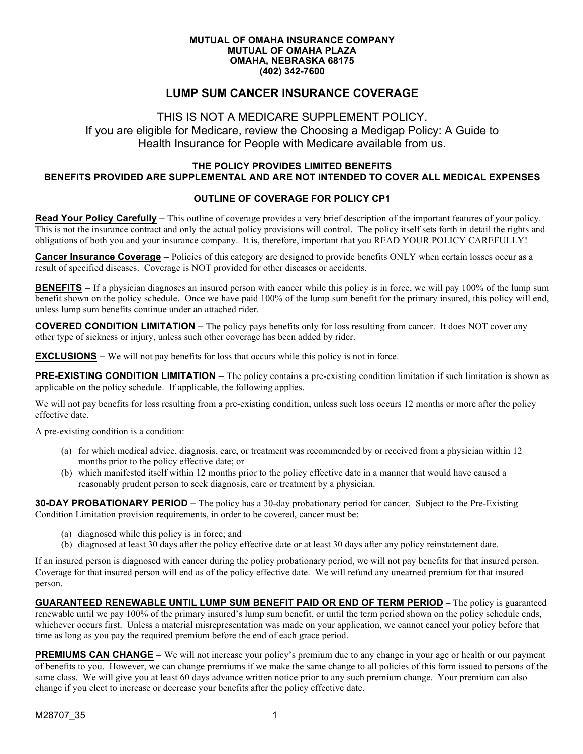**MUTUAL OF OMAHA INSURANCE COMPANY**
**MUTUAL OF OMAHA PLAZA**
**OMAHA, NEBRASKA 68175**
**(402) 342-7600**

# LUMP SUM CANCER INSURANCE COVERAGE

THIS IS NOT A MEDICARE SUPPLEMENT POLICY.
If you are eligible for Medicare, review the Choosing a Medigap Policy: A Guide to Health Insurance for People with Medicare available from us.

**THE POLICY PROVIDES LIMITED BENEFITS**
**BENEFITS PROVIDED ARE SUPPLEMENTAL AND ARE NOT INTENDED TO COVER ALL MEDICAL EXPENSES**

## OUTLINE OF COVERAGE FOR POLICY CP1

**Read Your Policy Carefully** – This outline of coverage provides a very brief description of the important features of your policy. This is not the insurance contract and only the actual policy provisions will control. The policy itself sets forth in detail the rights and obligations of both you and your insurance company. It is, therefore, important that you READ YOUR POLICY CAREFULLY!

**Cancer Insurance Coverage** – Policies of this category are designed to provide benefits ONLY when certain losses occur as a result of specified diseases. Coverage is NOT provided for other diseases or accidents.

**BENEFITS** – If a physician diagnoses an insured person with cancer while this policy is in force, we will pay 100% of the lump sum benefit shown on the policy schedule. Once we have paid 100% of the lump sum benefit for the primary insured, this policy will end, unless lump sum benefits continue under an attached rider.

**COVERED CONDITION LIMITATION** – The policy pays benefits only for loss resulting from cancer. It does NOT cover any other type of sickness or injury, unless such other coverage has been added by rider.

**EXCLUSIONS** – We will not pay benefits for loss that occurs while this policy is not in force.

**PRE-EXISTING CONDITION LIMITATION** – The policy contains a pre-existing condition limitation if such limitation is shown as applicable on the policy schedule. If applicable, the following applies.

We will not pay benefits for loss resulting from a pre-existing condition, unless such loss occurs 12 months or more after the policy effective date.

A pre-existing condition is a condition:

(a) for which medical advice, diagnosis, care, or treatment was recommended by or received from a physician within 12 months prior to the policy effective date; or
(b) which manifested itself within 12 months prior to the policy effective date in a manner that would have caused a reasonably prudent person to seek diagnosis, care or treatment by a physician.

**30-DAY PROBATIONARY PERIOD** – The policy has a 30-day probationary period for cancer. Subject to the Pre-Existing Condition Limitation provision requirements, in order to be covered, cancer must be:

(a) diagnosed while this policy is in force; and
(b) diagnosed at least 30 days after the policy effective date or at least 30 days after any policy reinstatement date.

If an insured person is diagnosed with cancer during the policy probationary period, we will not pay benefits for that insured person. Coverage for that insured person will end as of the policy effective date. We will refund any unearned premium for that insured person.

**GUARANTEED RENEWABLE UNTIL LUMP SUM BENEFIT PAID OR END OF TERM PERIOD** – The policy is guaranteed renewable until we pay 100% of the primary insured's lump sum benefit, or until the term period shown on the policy schedule ends, whichever occurs first. Unless a material misrepresentation was made on your application, we cannot cancel your policy before that time as long as you pay the required premium before the end of each grace period.

**PREMIUMS CAN CHANGE** – We will not increase your policy's premium due to any change in your age or health or our payment of benefits to you. However, we can change premiums if we make the same change to all policies of this form issued to persons of the same class. We will give you at least 60 days advance written notice prior to any such premium change. Your premium can also change if you elect to increase or decrease your benefits after the policy effective date.

M28707_35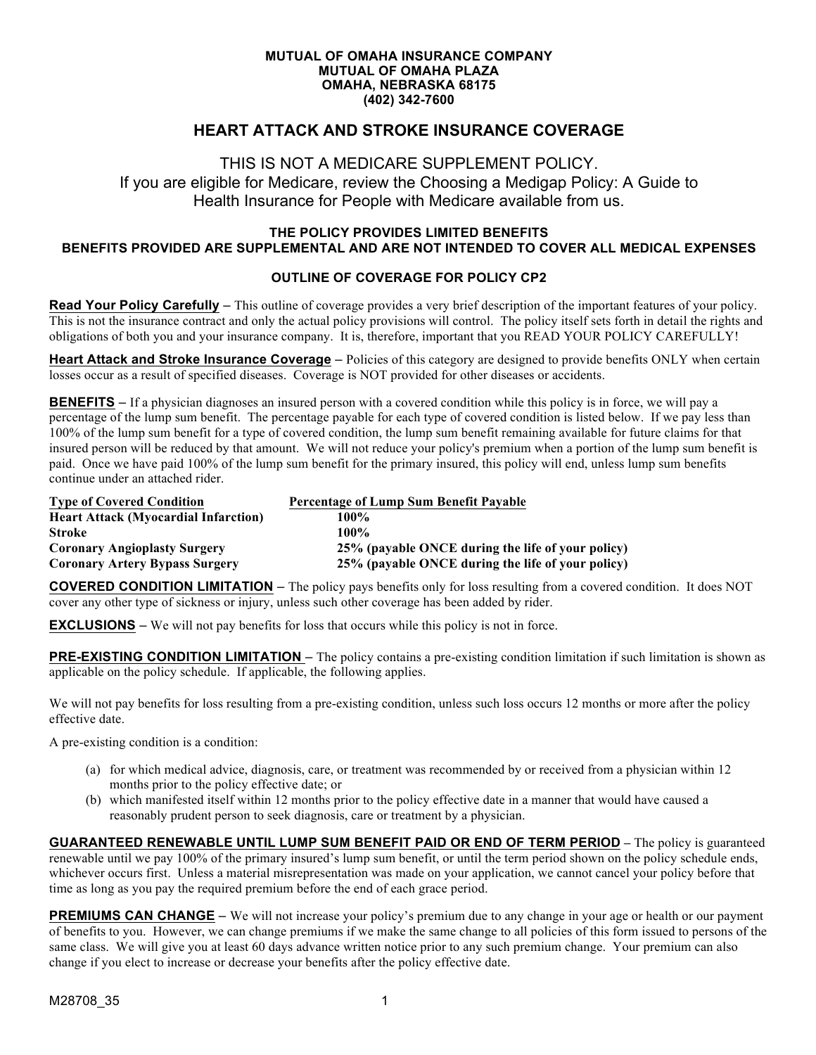**MUTUAL OF OMAHA INSURANCE COMPANY**
**MUTUAL OF OMAHA PLAZA**
**OMAHA, NEBRASKA 68175**
**(402) 342-7600**

# HEART ATTACK AND STROKE INSURANCE COVERAGE

THIS IS NOT A MEDICARE SUPPLEMENT POLICY.
If you are eligible for Medicare, review the Choosing a Medigap Policy: A Guide to Health Insurance for People with Medicare available from us.

**THE POLICY PROVIDES LIMITED BENEFITS**
**BENEFITS PROVIDED ARE SUPPLEMENTAL AND ARE NOT INTENDED TO COVER ALL MEDICAL EXPENSES**

## OUTLINE OF COVERAGE FOR POLICY CP2

**Read Your Policy Carefully** – This outline of coverage provides a very brief description of the important features of your policy. This is not the insurance contract and only the actual policy provisions will control. The policy itself sets forth in detail the rights and obligations of both you and your insurance company. It is, therefore, important that you READ YOUR POLICY CAREFULLY!

**Heart Attack and Stroke Insurance Coverage** – Policies of this category are designed to provide benefits ONLY when certain losses occur as a result of specified diseases. Coverage is NOT provided for other diseases or accidents.

**BENEFITS** – If a physician diagnoses an insured person with a covered condition while this policy is in force, we will pay a percentage of the lump sum benefit. The percentage payable for each type of covered condition is listed below. If we pay less than 100% of the lump sum benefit for a type of covered condition, the lump sum benefit remaining available for future claims for that insured person will be reduced by that amount. We will not reduce your policy's premium when a portion of the lump sum benefit is paid. Once we have paid 100% of the lump sum benefit for the primary insured, this policy will end, unless lump sum benefits continue under an attached rider.

| Type of Covered Condition | Percentage of Lump Sum Benefit Payable |
|---|---|
| **Heart Attack (Myocardial Infarction)** | **100%** |
| **Stroke** | **100%** |
| **Coronary Angioplasty Surgery** | **25% (payable ONCE during the life of your policy)** |
| **Coronary Artery Bypass Surgery** | **25% (payable ONCE during the life of your policy)** |

**COVERED CONDITION LIMITATION** – The policy pays benefits only for loss resulting from a covered condition. It does NOT cover any other type of sickness or injury, unless such other coverage has been added by rider.

**EXCLUSIONS** – We will not pay benefits for loss that occurs while this policy is not in force.

**PRE-EXISTING CONDITION LIMITATION** – The policy contains a pre-existing condition limitation if such limitation is shown as applicable on the policy schedule. If applicable, the following applies.

We will not pay benefits for loss resulting from a pre-existing condition, unless such loss occurs 12 months or more after the policy effective date.

A pre-existing condition is a condition:

(a) for which medical advice, diagnosis, care, or treatment was recommended by or received from a physician within 12 months prior to the policy effective date; or
(b) which manifested itself within 12 months prior to the policy effective date in a manner that would have caused a reasonably prudent person to seek diagnosis, care or treatment by a physician.

**GUARANTEED RENEWABLE UNTIL LUMP SUM BENEFIT PAID OR END OF TERM PERIOD** – The policy is guaranteed renewable until we pay 100% of the primary insured's lump sum benefit, or until the term period shown on the policy schedule ends, whichever occurs first. Unless a material misrepresentation was made on your application, we cannot cancel your policy before that time as long as you pay the required premium before the end of each grace period.

**PREMIUMS CAN CHANGE** – We will not increase your policy's premium due to any change in your age or health or our payment of benefits to you. However, we can change premiums if we make the same change to all policies of this form issued to persons of the same class. We will give you at least 60 days advance written notice prior to any such premium change. Your premium can also change if you elect to increase or decrease your benefits after the policy effective date.

M28708_35